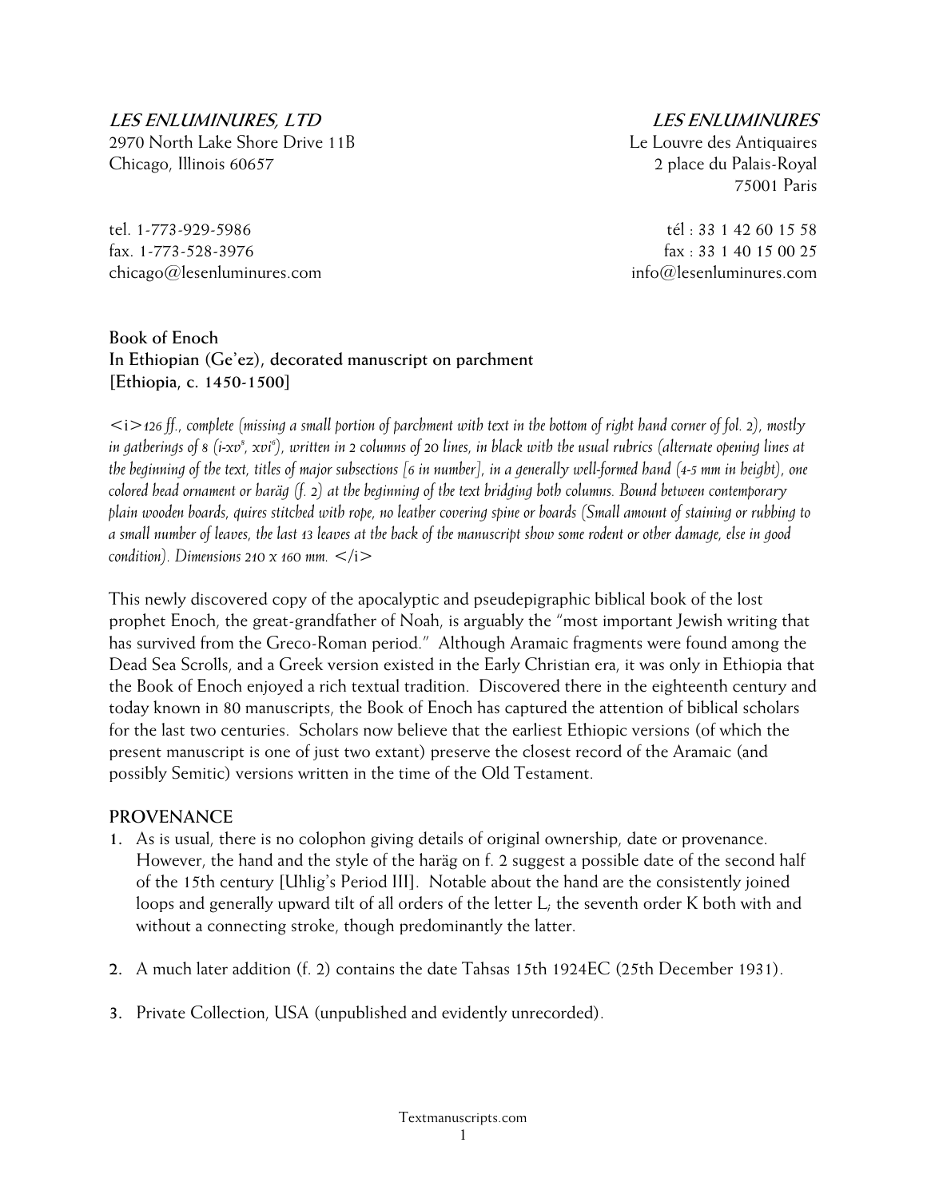**LES ENLUMINURES, LTD**
2970 North Lake Shore Drive 11B
Chicago, Illinois 60657

tel. 1-773-929-5986
fax. 1-773-528-3976
chicago@lesenluminures.com

**LES ENLUMINURES**
Le Louvre des Antiquaires
2 place du Palais-Royal
75001 Paris

tél : 33 1 42 60 15 58
fax : 33 1 40 15 00 25
info@lesenluminures.com

**Book of Enoch**
**In Ethiopian (Ge'ez), decorated manuscript on parchment**
**[Ethiopia, c. 1450-1500]**

*<i>126 ff., complete (missing a small portion of parchment with text in the bottom of right hand corner of fol. 2), mostly in gatherings of 8 (i-xv$^{8}$, xvi$^{6}$), written in 2 columns of 20 lines, in black with the usual rubrics (alternate opening lines at the beginning of the text, titles of major subsections [6 in number], in a generally well-formed hand (4-5 mm in height), one colored head ornament or haräg (f. 2) at the beginning of the text bridging both columns. Bound between contemporary plain wooden boards, quires stitched with rope, no leather covering spine or boards (Small amount of staining or rubbing to a small number of leaves, the last 13 leaves at the back of the manuscript show some rodent or other damage, else in good condition). Dimensions 210 x 160 mm. </i>*

This newly discovered copy of the apocalyptic and pseudepigraphic biblical book of the lost prophet Enoch, the great-grandfather of Noah, is arguably the "most important Jewish writing that has survived from the Greco-Roman period." Although Aramaic fragments were found among the Dead Sea Scrolls, and a Greek version existed in the Early Christian era, it was only in Ethiopia that the Book of Enoch enjoyed a rich textual tradition. Discovered there in the eighteenth century and today known in 80 manuscripts, the Book of Enoch has captured the attention of biblical scholars for the last two centuries. Scholars now believe that the earliest Ethiopic versions (of which the present manuscript is one of just two extant) preserve the closest record of the Aramaic (and possibly Semitic) versions written in the time of the Old Testament.

## PROVENANCE

1. As is usual, there is no colophon giving details of original ownership, date or provenance. However, the hand and the style of the haräg on f. 2 suggest a possible date of the second half of the 15th century [Uhlig's Period III]. Notable about the hand are the consistently joined loops and generally upward tilt of all orders of the letter L; the seventh order K both with and without a connecting stroke, though predominantly the latter.

2. A much later addition (f. 2) contains the date Tahsas 15th 1924EC (25th December 1931).

3. Private Collection, USA (unpublished and evidently unrecorded).

Textmanuscripts.com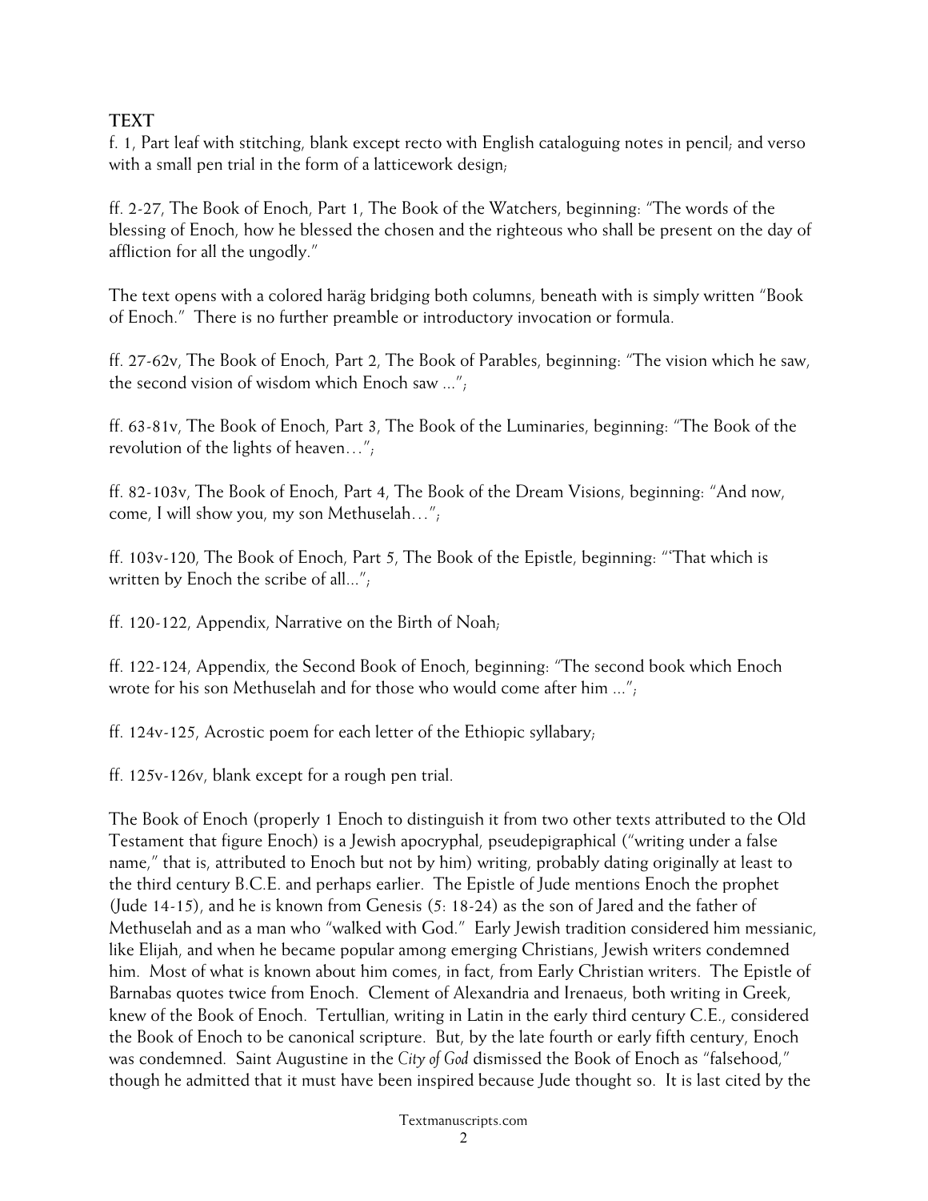**TEXT**

f. 1, Part leaf with stitching, blank except recto with English cataloguing notes in pencil; and verso with a small pen trial in the form of a latticework design;

ff. 2-27, The Book of Enoch, Part 1, The Book of the Watchers, beginning: "The words of the blessing of Enoch, how he blessed the chosen and the righteous who shall be present on the day of affliction for all the ungodly."

The text opens with a colored haräg bridging both columns, beneath with is simply written "Book of Enoch." There is no further preamble or introductory invocation or formula.

ff. 27-62v, The Book of Enoch, Part 2, The Book of Parables, beginning: "The vision which he saw, the second vision of wisdom which Enoch saw ...";

ff. 63-81v, The Book of Enoch, Part 3, The Book of the Luminaries, beginning: "The Book of the revolution of the lights of heaven…";

ff. 82-103v, The Book of Enoch, Part 4, The Book of the Dream Visions, beginning: "And now, come, I will show you, my son Methuselah…";

ff. 103v-120, The Book of Enoch, Part 5, The Book of the Epistle, beginning: "'That which is written by Enoch the scribe of all...";

ff. 120-122, Appendix, Narrative on the Birth of Noah;

ff. 122-124, Appendix, the Second Book of Enoch, beginning: "The second book which Enoch wrote for his son Methuselah and for those who would come after him ...";

ff. 124v-125, Acrostic poem for each letter of the Ethiopic syllabary;

ff. 125v-126v, blank except for a rough pen trial.

The Book of Enoch (properly 1 Enoch to distinguish it from two other texts attributed to the Old Testament that figure Enoch) is a Jewish apocryphal, pseudepigraphical ("writing under a false name," that is, attributed to Enoch but not by him) writing, probably dating originally at least to the third century B.C.E. and perhaps earlier. The Epistle of Jude mentions Enoch the prophet (Jude 14-15), and he is known from Genesis (5: 18-24) as the son of Jared and the father of Methuselah and as a man who "walked with God." Early Jewish tradition considered him messianic, like Elijah, and when he became popular among emerging Christians, Jewish writers condemned him. Most of what is known about him comes, in fact, from Early Christian writers. The Epistle of Barnabas quotes twice from Enoch. Clement of Alexandria and Irenaeus, both writing in Greek, knew of the Book of Enoch. Tertullian, writing in Latin in the early third century C.E., considered the Book of Enoch to be canonical scripture. But, by the late fourth or early fifth century, Enoch was condemned. Saint Augustine in the *City of God* dismissed the Book of Enoch as "falsehood," though he admitted that it must have been inspired because Jude thought so. It is last cited by the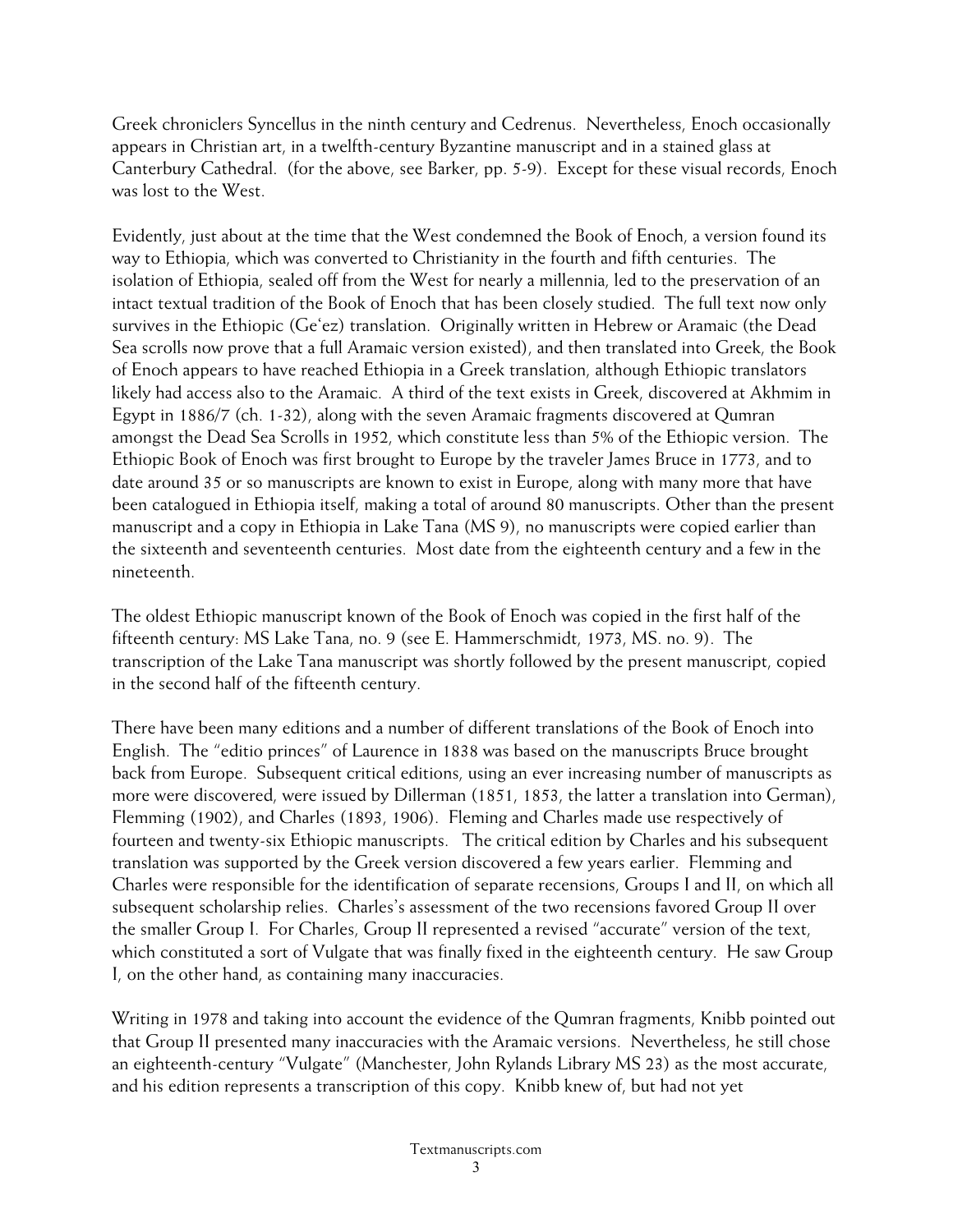Greek chroniclers Syncellus in the ninth century and Cedrenus. Nevertheless, Enoch occasionally appears in Christian art, in a twelfth-century Byzantine manuscript and in a stained glass at Canterbury Cathedral. (for the above, see Barker, pp. 5-9). Except for these visual records, Enoch was lost to the West.

Evidently, just about at the time that the West condemned the Book of Enoch, a version found its way to Ethiopia, which was converted to Christianity in the fourth and fifth centuries. The isolation of Ethiopia, sealed off from the West for nearly a millennia, led to the preservation of an intact textual tradition of the Book of Enoch that has been closely studied. The full text now only survives in the Ethiopic (Ge'ez) translation. Originally written in Hebrew or Aramaic (the Dead Sea scrolls now prove that a full Aramaic version existed), and then translated into Greek, the Book of Enoch appears to have reached Ethiopia in a Greek translation, although Ethiopic translators likely had access also to the Aramaic. A third of the text exists in Greek, discovered at Akhmim in Egypt in 1886/7 (ch. 1-32), along with the seven Aramaic fragments discovered at Qumran amongst the Dead Sea Scrolls in 1952, which constitute less than 5% of the Ethiopic version. The Ethiopic Book of Enoch was first brought to Europe by the traveler James Bruce in 1773, and to date around 35 or so manuscripts are known to exist in Europe, along with many more that have been catalogued in Ethiopia itself, making a total of around 80 manuscripts. Other than the present manuscript and a copy in Ethiopia in Lake Tana (MS 9), no manuscripts were copied earlier than the sixteenth and seventeenth centuries. Most date from the eighteenth century and a few in the nineteenth.

The oldest Ethiopic manuscript known of the Book of Enoch was copied in the first half of the fifteenth century: MS Lake Tana, no. 9 (see E. Hammerschmidt, 1973, MS. no. 9). The transcription of the Lake Tana manuscript was shortly followed by the present manuscript, copied in the second half of the fifteenth century.

There have been many editions and a number of different translations of the Book of Enoch into English. The "editio princes" of Laurence in 1838 was based on the manuscripts Bruce brought back from Europe. Subsequent critical editions, using an ever increasing number of manuscripts as more were discovered, were issued by Dillerman (1851, 1853, the latter a translation into German), Flemming (1902), and Charles (1893, 1906). Fleming and Charles made use respectively of fourteen and twenty-six Ethiopic manuscripts. The critical edition by Charles and his subsequent translation was supported by the Greek version discovered a few years earlier. Flemming and Charles were responsible for the identification of separate recensions, Groups I and II, on which all subsequent scholarship relies. Charles's assessment of the two recensions favored Group II over the smaller Group I. For Charles, Group II represented a revised "accurate" version of the text, which constituted a sort of Vulgate that was finally fixed in the eighteenth century. He saw Group I, on the other hand, as containing many inaccuracies.

Writing in 1978 and taking into account the evidence of the Qumran fragments, Knibb pointed out that Group II presented many inaccuracies with the Aramaic versions. Nevertheless, he still chose an eighteenth-century "Vulgate" (Manchester, John Rylands Library MS 23) as the most accurate, and his edition represents a transcription of this copy. Knibb knew of, but had not yet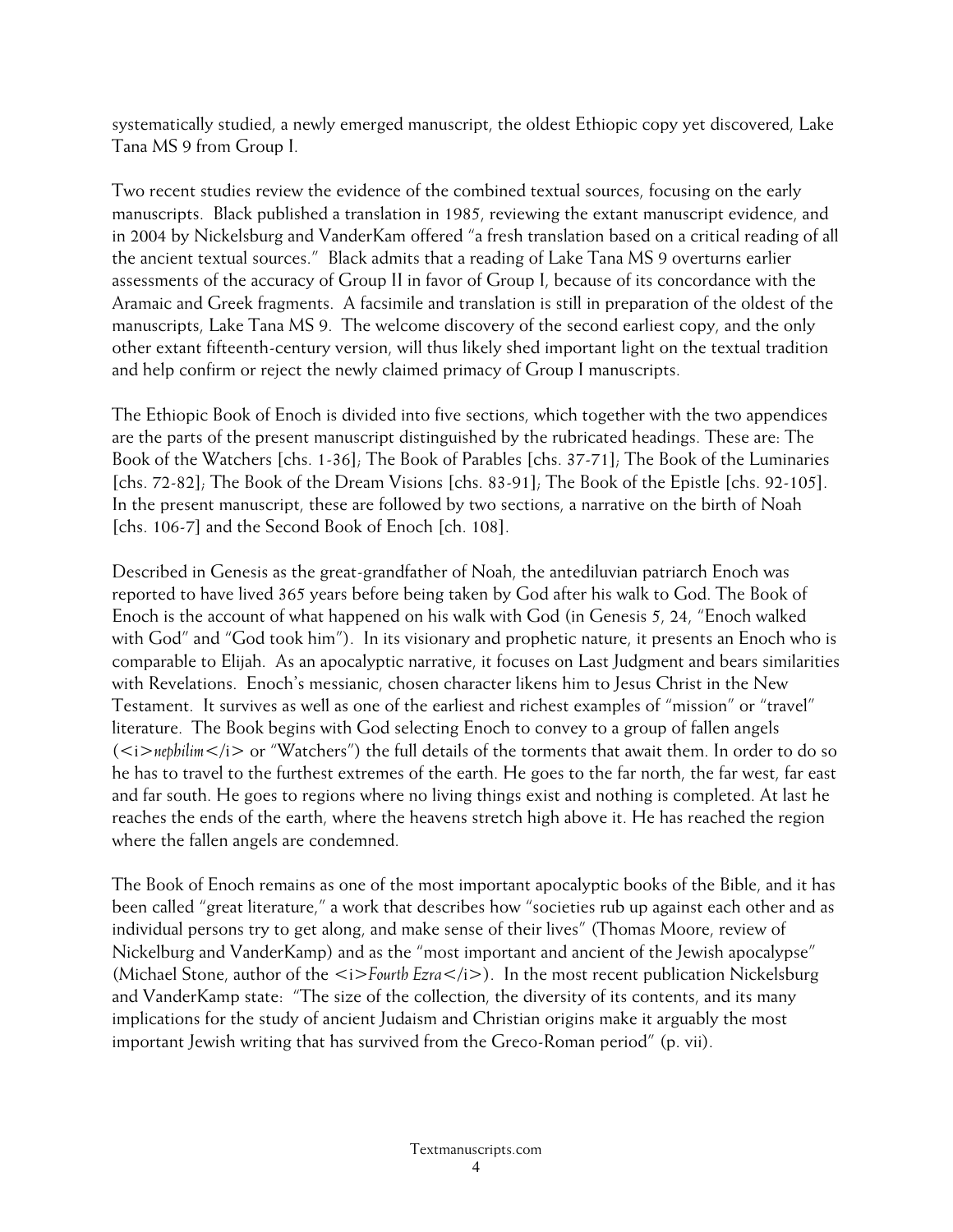systematically studied, a newly emerged manuscript, the oldest Ethiopic copy yet discovered, Lake Tana MS 9 from Group I.

Two recent studies review the evidence of the combined textual sources, focusing on the early manuscripts. Black published a translation in 1985, reviewing the extant manuscript evidence, and in 2004 by Nickelsburg and VanderKam offered "a fresh translation based on a critical reading of all the ancient textual sources." Black admits that a reading of Lake Tana MS 9 overturns earlier assessments of the accuracy of Group II in favor of Group I, because of its concordance with the Aramaic and Greek fragments. A facsimile and translation is still in preparation of the oldest of the manuscripts, Lake Tana MS 9. The welcome discovery of the second earliest copy, and the only other extant fifteenth-century version, will thus likely shed important light on the textual tradition and help confirm or reject the newly claimed primacy of Group I manuscripts.

The Ethiopic Book of Enoch is divided into five sections, which together with the two appendices are the parts of the present manuscript distinguished by the rubricated headings. These are: The Book of the Watchers [chs. 1-36]; The Book of Parables [chs. 37-71]; The Book of the Luminaries [chs. 72-82]; The Book of the Dream Visions [chs. 83-91]; The Book of the Epistle [chs. 92-105]. In the present manuscript, these are followed by two sections, a narrative on the birth of Noah [chs. 106-7] and the Second Book of Enoch [ch. 108].

Described in Genesis as the great-grandfather of Noah, the antediluvian patriarch Enoch was reported to have lived 365 years before being taken by God after his walk to God. The Book of Enoch is the account of what happened on his walk with God (in Genesis 5, 24, "Enoch walked with God" and "God took him"). In its visionary and prophetic nature, it presents an Enoch who is comparable to Elijah. As an apocalyptic narrative, it focuses on Last Judgment and bears similarities with Revelations. Enoch's messianic, chosen character likens him to Jesus Christ in the New Testament. It survives as well as one of the earliest and richest examples of "mission" or "travel" literature. The Book begins with God selecting Enoch to convey to a group of fallen angels (<i>*nephilim*</i> or "Watchers") the full details of the torments that await them. In order to do so he has to travel to the furthest extremes of the earth. He goes to the far north, the far west, far east and far south. He goes to regions where no living things exist and nothing is completed. At last he reaches the ends of the earth, where the heavens stretch high above it. He has reached the region where the fallen angels are condemned.

The Book of Enoch remains as one of the most important apocalyptic books of the Bible, and it has been called "great literature," a work that describes how "societies rub up against each other and as individual persons try to get along, and make sense of their lives" (Thomas Moore, review of Nickelburg and VanderKamp) and as the "most important and ancient of the Jewish apocalypse" (Michael Stone, author of the <i>*Fourth Ezra*</i>). In the most recent publication Nickelsburg and VanderKamp state: "The size of the collection, the diversity of its contents, and its many implications for the study of ancient Judaism and Christian origins make it arguably the most important Jewish writing that has survived from the Greco-Roman period" (p. vii).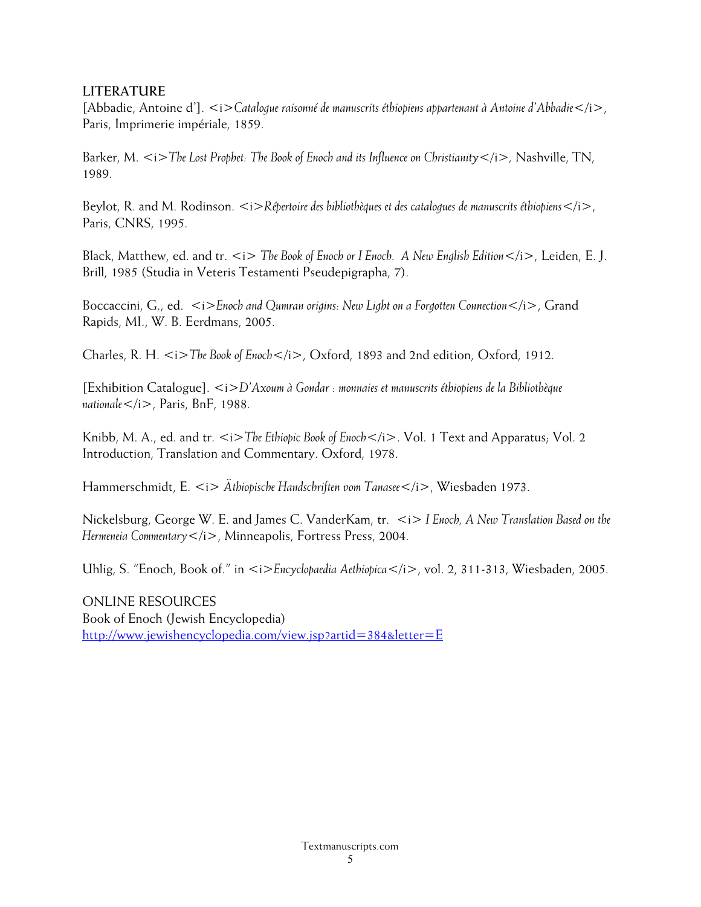**LITERATURE**

[Abbadie, Antoine d']. <i>Catalogue raisonné de manuscrits éthiopiens appartenant à Antoine d'Abbadie</i>, Paris, Imprimerie impériale, 1859.

Barker, M. <i>The Lost Prophet: The Book of Enoch and its Influence on Christianity</i>, Nashville, TN, 1989.

Beylot, R. and M. Rodinson. <i>Répertoire des bibliothèques et des catalogues de manuscrits éthiopiens</i>, Paris, CNRS, 1995.

Black, Matthew, ed. and tr. <i> The Book of Enoch or I Enoch. A New English Edition</i>, Leiden, E. J. Brill, 1985 (Studia in Veteris Testamenti Pseudepigrapha, 7).

Boccaccini, G., ed. <i>Enoch and Qumran origins: New Light on a Forgotten Connection</i>, Grand Rapids, MI., W. B. Eerdmans, 2005.

Charles, R. H. <i>The Book of Enoch</i>, Oxford, 1893 and 2nd edition, Oxford, 1912.

[Exhibition Catalogue]. <i>D'Axoum à Gondar : monnaies et manuscrits éthiopiens de la Bibliothèque nationale</i>, Paris, BnF, 1988.

Knibb, M. A., ed. and tr. <i>The Ethiopic Book of Enoch</i>. Vol. 1 Text and Apparatus; Vol. 2 Introduction, Translation and Commentary. Oxford, 1978.

Hammerschmidt, E. <i> Äthiopische Handschriften vom Tanasee</i>, Wiesbaden 1973.

Nickelsburg, George W. E. and James C. VanderKam, tr. <i> I Enoch, A New Translation Based on the Hermeneia Commentary</i>, Minneapolis, Fortress Press, 2004.

Uhlig, S. "Enoch, Book of." in <i>Encyclopaedia Aethiopica</i>, vol. 2, 311-313, Wiesbaden, 2005.

ONLINE RESOURCES

Book of Enoch (Jewish Encyclopedia)
http://www.jewishencyclopedia.com/view.jsp?artid=384&letter=E